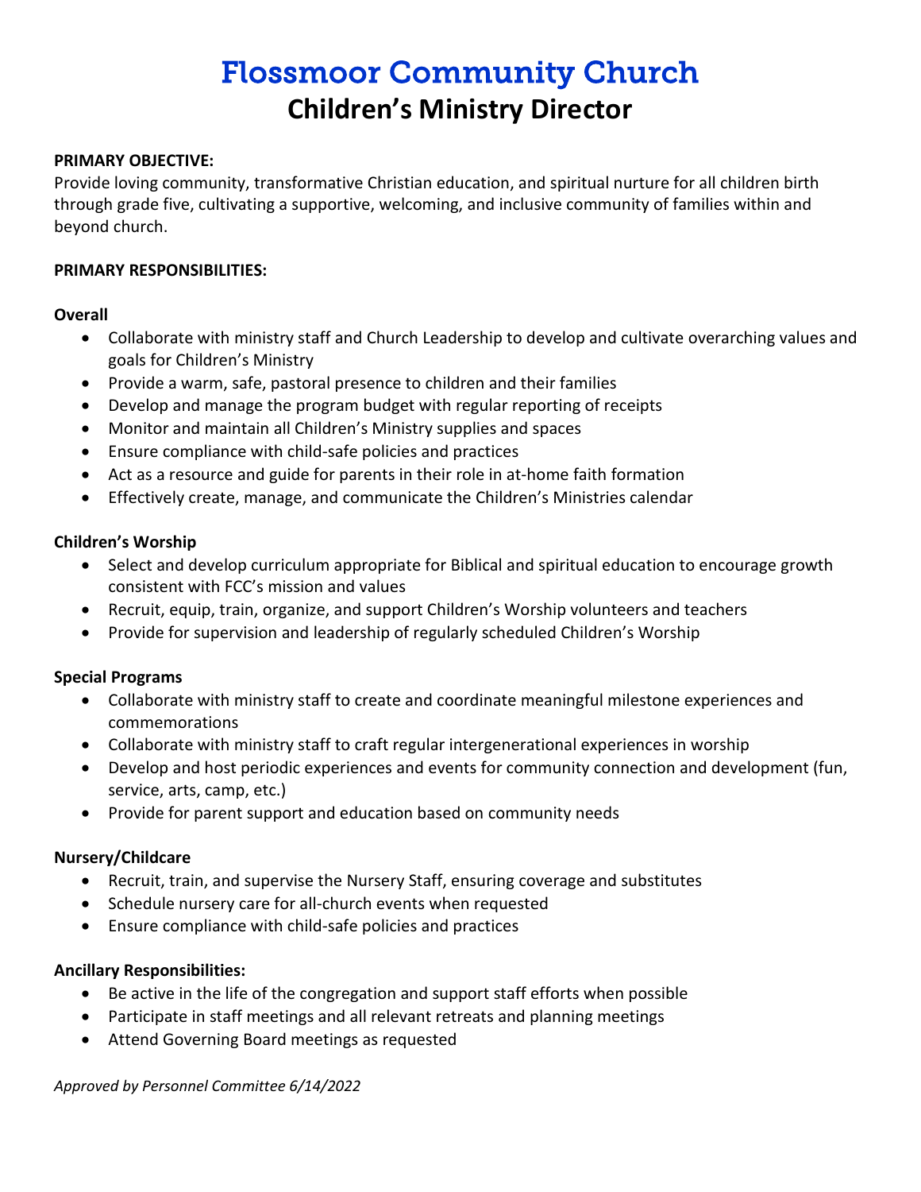# Flossmoor Community Church

## Children's Ministry Director

**PRIMARY OBJECTIVE:**

Provide loving community, transformative Christian education, and spiritual nurture for all children birth through grade five, cultivating a supportive, welcoming, and inclusive community of families within and beyond church.

**PRIMARY RESPONSIBILITIES:**

**Overall**

- Collaborate with ministry staff and Church Leadership to develop and cultivate overarching values and goals for Children's Ministry
- Provide a warm, safe, pastoral presence to children and their families
- Develop and manage the program budget with regular reporting of receipts
- Monitor and maintain all Children's Ministry supplies and spaces
- Ensure compliance with child-safe policies and practices
- Act as a resource and guide for parents in their role in at-home faith formation
- Effectively create, manage, and communicate the Children's Ministries calendar

**Children's Worship**

- Select and develop curriculum appropriate for Biblical and spiritual education to encourage growth consistent with FCC's mission and values
- Recruit, equip, train, organize, and support Children's Worship volunteers and teachers
- Provide for supervision and leadership of regularly scheduled Children's Worship

**Special Programs**

- Collaborate with ministry staff to create and coordinate meaningful milestone experiences and commemorations
- Collaborate with ministry staff to craft regular intergenerational experiences in worship
- Develop and host periodic experiences and events for community connection and development (fun, service, arts, camp, etc.)
- Provide for parent support and education based on community needs

**Nursery/Childcare**

- Recruit, train, and supervise the Nursery Staff, ensuring coverage and substitutes
- Schedule nursery care for all-church events when requested
- Ensure compliance with child-safe policies and practices

**Ancillary Responsibilities:**

- Be active in the life of the congregation and support staff efforts when possible
- Participate in staff meetings and all relevant retreats and planning meetings
- Attend Governing Board meetings as requested

*Approved by Personnel Committee 6/14/2022*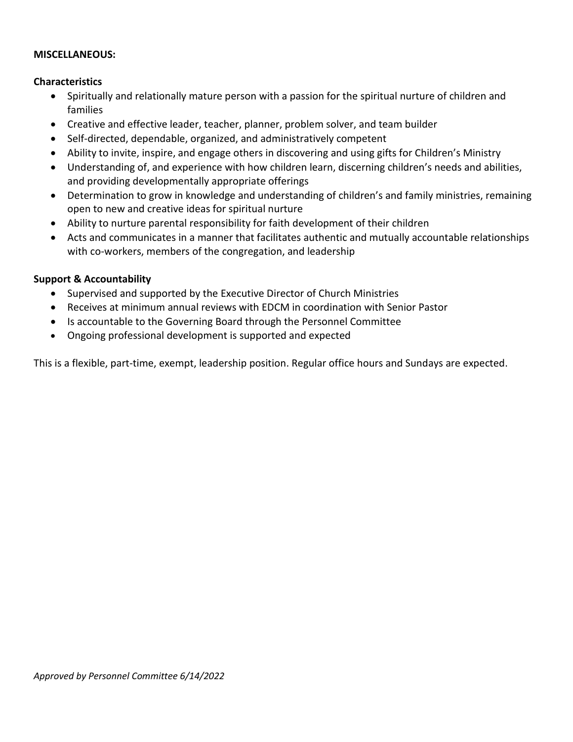**MISCELLANEOUS:**

**Characteristics**

- Spiritually and relationally mature person with a passion for the spiritual nurture of children and families
- Creative and effective leader, teacher, planner, problem solver, and team builder
- Self-directed, dependable, organized, and administratively competent
- Ability to invite, inspire, and engage others in discovering and using gifts for Children's Ministry
- Understanding of, and experience with how children learn, discerning children's needs and abilities, and providing developmentally appropriate offerings
- Determination to grow in knowledge and understanding of children's and family ministries, remaining open to new and creative ideas for spiritual nurture
- Ability to nurture parental responsibility for faith development of their children
- Acts and communicates in a manner that facilitates authentic and mutually accountable relationships with co-workers, members of the congregation, and leadership

**Support & Accountability**

- Supervised and supported by the Executive Director of Church Ministries
- Receives at minimum annual reviews with EDCM in coordination with Senior Pastor
- Is accountable to the Governing Board through the Personnel Committee
- Ongoing professional development is supported and expected

This is a flexible, part-time, exempt, leadership position. Regular office hours and Sundays are expected.

*Approved by Personnel Committee 6/14/2022*